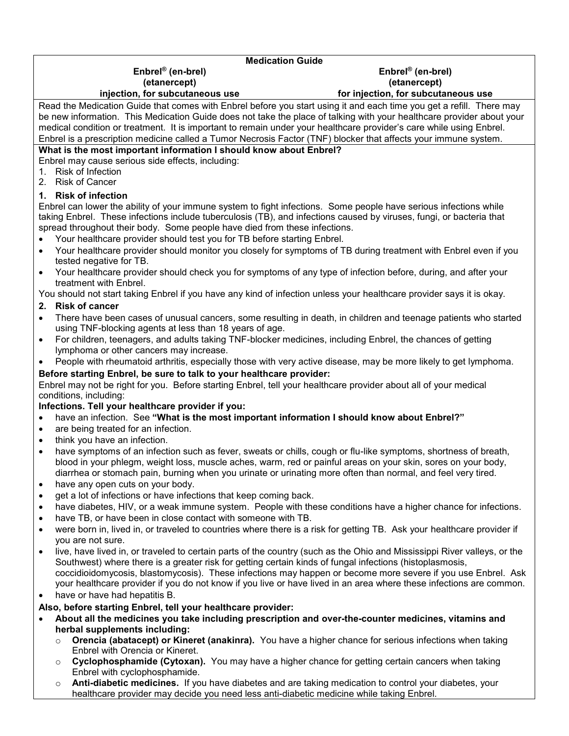# Medication Guide

| Enbrel® (en-brel) (etanercept) injection, for subcutaneous use | Enbrel® (en-brel) (etanercept) for injection, for subcutaneous use |
|---|---|

Read the Medication Guide that comes with Enbrel before you start using it and each time you get a refill. There may be new information. This Medication Guide does not take the place of talking with your healthcare provider about your medical condition or treatment. It is important to remain under your healthcare provider's care while using Enbrel. Enbrel is a prescription medicine called a Tumor Necrosis Factor (TNF) blocker that affects your immune system.

## What is the most important information I should know about Enbrel?

Enbrel may cause serious side effects, including:

1. Risk of Infection
2. Risk of Cancer

### 1. Risk of infection

Enbrel can lower the ability of your immune system to fight infections. Some people have serious infections while taking Enbrel. These infections include tuberculosis (TB), and infections caused by viruses, fungi, or bacteria that spread throughout their body. Some people have died from these infections.

- Your healthcare provider should test you for TB before starting Enbrel.
- Your healthcare provider should monitor you closely for symptoms of TB during treatment with Enbrel even if you tested negative for TB.
- Your healthcare provider should check you for symptoms of any type of infection before, during, and after your treatment with Enbrel.

You should not start taking Enbrel if you have any kind of infection unless your healthcare provider says it is okay.

### 2. Risk of cancer

- There have been cases of unusual cancers, some resulting in death, in children and teenage patients who started using TNF-blocking agents at less than 18 years of age.
- For children, teenagers, and adults taking TNF-blocker medicines, including Enbrel, the chances of getting lymphoma or other cancers may increase.
- People with rheumatoid arthritis, especially those with very active disease, may be more likely to get lymphoma.

**Before starting Enbrel, be sure to talk to your healthcare provider:**

Enbrel may not be right for you. Before starting Enbrel, tell your healthcare provider about all of your medical conditions, including:

**Infections. Tell your healthcare provider if you:**

- have an infection. See **"What is the most important information I should know about Enbrel?"**
- are being treated for an infection.
- think you have an infection.
- have symptoms of an infection such as fever, sweats or chills, cough or flu-like symptoms, shortness of breath, blood in your phlegm, weight loss, muscle aches, warm, red or painful areas on your skin, sores on your body, diarrhea or stomach pain, burning when you urinate or urinating more often than normal, and feel very tired.
- have any open cuts on your body.
- get a lot of infections or have infections that keep coming back.
- have diabetes, HIV, or a weak immune system. People with these conditions have a higher chance for infections.
- have TB, or have been in close contact with someone with TB.
- were born in, lived in, or traveled to countries where there is a risk for getting TB. Ask your healthcare provider if you are not sure.
- live, have lived in, or traveled to certain parts of the country (such as the Ohio and Mississippi River valleys, or the Southwest) where there is a greater risk for getting certain kinds of fungal infections (histoplasmosis, coccidioidomycosis, blastomycosis). These infections may happen or become more severe if you use Enbrel. Ask your healthcare provider if you do not know if you live or have lived in an area where these infections are common.
- have or have had hepatitis B.

**Also, before starting Enbrel, tell your healthcare provider:**

- **About all the medicines you take including prescription and over-the-counter medicines, vitamins and herbal supplements including:**
  - **Orencia (abatacept) or Kineret (anakinra).** You have a higher chance for serious infections when taking Enbrel with Orencia or Kineret.
  - **Cyclophosphamide (Cytoxan).** You may have a higher chance for getting certain cancers when taking Enbrel with cyclophosphamide.
  - **Anti-diabetic medicines.** If you have diabetes and are taking medication to control your diabetes, your healthcare provider may decide you need less anti-diabetic medicine while taking Enbrel.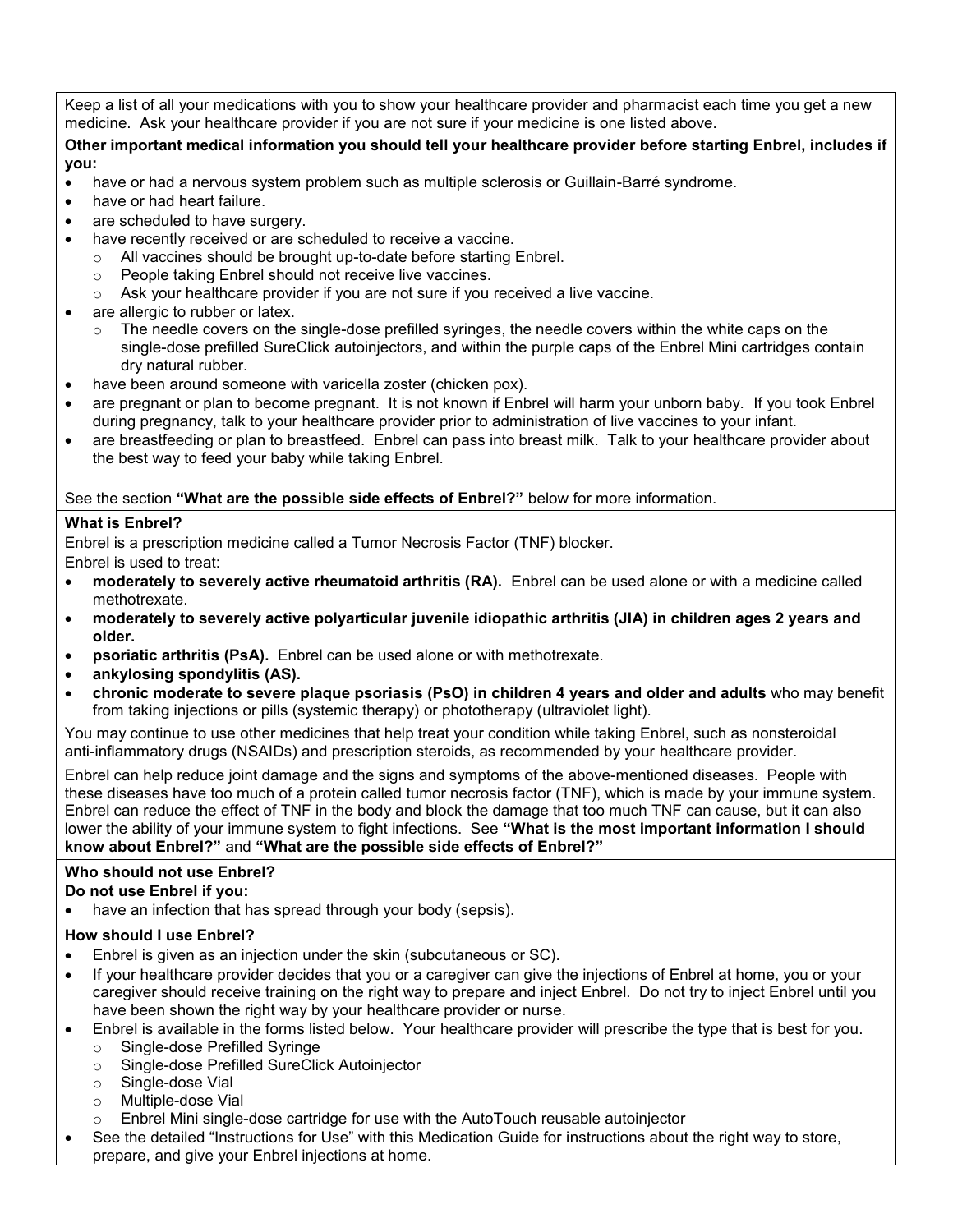Keep a list of all your medications with you to show your healthcare provider and pharmacist each time you get a new medicine. Ask your healthcare provider if you are not sure if your medicine is one listed above.

**Other important medical information you should tell your healthcare provider before starting Enbrel, includes if you:**

- have or had a nervous system problem such as multiple sclerosis or Guillain-Barré syndrome.
- have or had heart failure.
- are scheduled to have surgery.
- have recently received or are scheduled to receive a vaccine.
  - All vaccines should be brought up-to-date before starting Enbrel.
  - People taking Enbrel should not receive live vaccines.
  - Ask your healthcare provider if you are not sure if you received a live vaccine.
- are allergic to rubber or latex.
  - The needle covers on the single-dose prefilled syringes, the needle covers within the white caps on the single-dose prefilled SureClick autoinjectors, and within the purple caps of the Enbrel Mini cartridges contain dry natural rubber.
- have been around someone with varicella zoster (chicken pox).
- are pregnant or plan to become pregnant. It is not known if Enbrel will harm your unborn baby. If you took Enbrel during pregnancy, talk to your healthcare provider prior to administration of live vaccines to your infant.
- are breastfeeding or plan to breastfeed. Enbrel can pass into breast milk. Talk to your healthcare provider about the best way to feed your baby while taking Enbrel.

See the section **"What are the possible side effects of Enbrel?"** below for more information.

**What is Enbrel?**

Enbrel is a prescription medicine called a Tumor Necrosis Factor (TNF) blocker.

Enbrel is used to treat:

- **moderately to severely active rheumatoid arthritis (RA).** Enbrel can be used alone or with a medicine called methotrexate.
- **moderately to severely active polyarticular juvenile idiopathic arthritis (JIA) in children ages 2 years and older.**
- **psoriatic arthritis (PsA).** Enbrel can be used alone or with methotrexate.
- **ankylosing spondylitis (AS).**
- **chronic moderate to severe plaque psoriasis (PsO) in children 4 years and older and adults** who may benefit from taking injections or pills (systemic therapy) or phototherapy (ultraviolet light).

You may continue to use other medicines that help treat your condition while taking Enbrel, such as nonsteroidal anti-inflammatory drugs (NSAIDs) and prescription steroids, as recommended by your healthcare provider.

Enbrel can help reduce joint damage and the signs and symptoms of the above-mentioned diseases. People with these diseases have too much of a protein called tumor necrosis factor (TNF), which is made by your immune system. Enbrel can reduce the effect of TNF in the body and block the damage that too much TNF can cause, but it can also lower the ability of your immune system to fight infections. See **"What is the most important information I should know about Enbrel?"** and **"What are the possible side effects of Enbrel?"**

**Who should not use Enbrel?**

**Do not use Enbrel if you:**

- have an infection that has spread through your body (sepsis).

**How should I use Enbrel?**

- Enbrel is given as an injection under the skin (subcutaneous or SC).
- If your healthcare provider decides that you or a caregiver can give the injections of Enbrel at home, you or your caregiver should receive training on the right way to prepare and inject Enbrel. Do not try to inject Enbrel until you have been shown the right way by your healthcare provider or nurse.
- Enbrel is available in the forms listed below. Your healthcare provider will prescribe the type that is best for you.
  - Single-dose Prefilled Syringe
  - Single-dose Prefilled SureClick Autoinjector
  - Single-dose Vial
  - Multiple-dose Vial
  - Enbrel Mini single-dose cartridge for use with the AutoTouch reusable autoinjector
- See the detailed "Instructions for Use" with this Medication Guide for instructions about the right way to store, prepare, and give your Enbrel injections at home.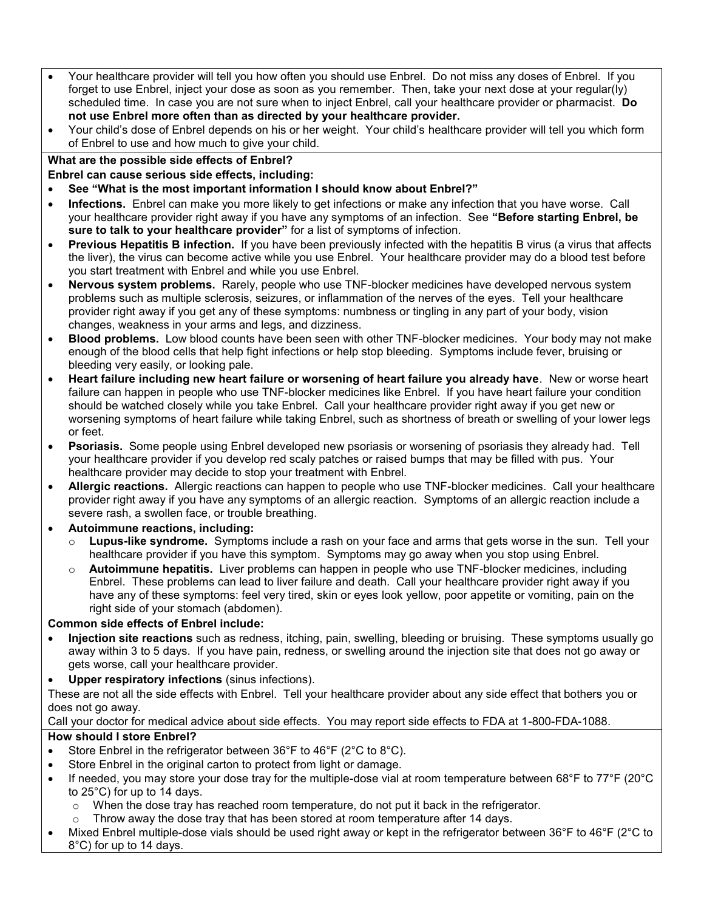- Your healthcare provider will tell you how often you should use Enbrel. Do not miss any doses of Enbrel. If you forget to use Enbrel, inject your dose as soon as you remember. Then, take your next dose at your regular(ly) scheduled time. In case you are not sure when to inject Enbrel, call your healthcare provider or pharmacist. **Do not use Enbrel more often than as directed by your healthcare provider.**
- Your child's dose of Enbrel depends on his or her weight. Your child's healthcare provider will tell you which form of Enbrel to use and how much to give your child.

**What are the possible side effects of Enbrel?**

**Enbrel can cause serious side effects, including:**

- **See "What is the most important information I should know about Enbrel?"**
- **Infections.** Enbrel can make you more likely to get infections or make any infection that you have worse. Call your healthcare provider right away if you have any symptoms of an infection. See **"Before starting Enbrel, be sure to talk to your healthcare provider"** for a list of symptoms of infection.
- **Previous Hepatitis B infection.** If you have been previously infected with the hepatitis B virus (a virus that affects the liver), the virus can become active while you use Enbrel. Your healthcare provider may do a blood test before you start treatment with Enbrel and while you use Enbrel.
- **Nervous system problems.** Rarely, people who use TNF-blocker medicines have developed nervous system problems such as multiple sclerosis, seizures, or inflammation of the nerves of the eyes. Tell your healthcare provider right away if you get any of these symptoms: numbness or tingling in any part of your body, vision changes, weakness in your arms and legs, and dizziness.
- **Blood problems.** Low blood counts have been seen with other TNF-blocker medicines. Your body may not make enough of the blood cells that help fight infections or help stop bleeding. Symptoms include fever, bruising or bleeding very easily, or looking pale.
- **Heart failure including new heart failure or worsening of heart failure you already have**. New or worse heart failure can happen in people who use TNF-blocker medicines like Enbrel. If you have heart failure your condition should be watched closely while you take Enbrel. Call your healthcare provider right away if you get new or worsening symptoms of heart failure while taking Enbrel, such as shortness of breath or swelling of your lower legs or feet.
- **Psoriasis.** Some people using Enbrel developed new psoriasis or worsening of psoriasis they already had. Tell your healthcare provider if you develop red scaly patches or raised bumps that may be filled with pus. Your healthcare provider may decide to stop your treatment with Enbrel.
- **Allergic reactions.** Allergic reactions can happen to people who use TNF-blocker medicines. Call your healthcare provider right away if you have any symptoms of an allergic reaction. Symptoms of an allergic reaction include a severe rash, a swollen face, or trouble breathing.
- **Autoimmune reactions, including:**
  - **Lupus-like syndrome.** Symptoms include a rash on your face and arms that gets worse in the sun. Tell your healthcare provider if you have this symptom. Symptoms may go away when you stop using Enbrel.
  - **Autoimmune hepatitis.** Liver problems can happen in people who use TNF-blocker medicines, including Enbrel. These problems can lead to liver failure and death. Call your healthcare provider right away if you have any of these symptoms: feel very tired, skin or eyes look yellow, poor appetite or vomiting, pain on the right side of your stomach (abdomen).

**Common side effects of Enbrel include:**

- **Injection site reactions** such as redness, itching, pain, swelling, bleeding or bruising. These symptoms usually go away within 3 to 5 days. If you have pain, redness, or swelling around the injection site that does not go away or gets worse, call your healthcare provider.
- **Upper respiratory infections** (sinus infections).

These are not all the side effects with Enbrel. Tell your healthcare provider about any side effect that bothers you or does not go away.

Call your doctor for medical advice about side effects. You may report side effects to FDA at 1-800-FDA-1088.

**How should I store Enbrel?**

- Store Enbrel in the refrigerator between 36°F to 46°F (2°C to 8°C).
- Store Enbrel in the original carton to protect from light or damage.
- If needed, you may store your dose tray for the multiple-dose vial at room temperature between 68°F to 77°F (20°C to 25°C) for up to 14 days.
  - When the dose tray has reached room temperature, do not put it back in the refrigerator.
  - Throw away the dose tray that has been stored at room temperature after 14 days.
- Mixed Enbrel multiple-dose vials should be used right away or kept in the refrigerator between 36°F to 46°F (2°C to 8°C) for up to 14 days.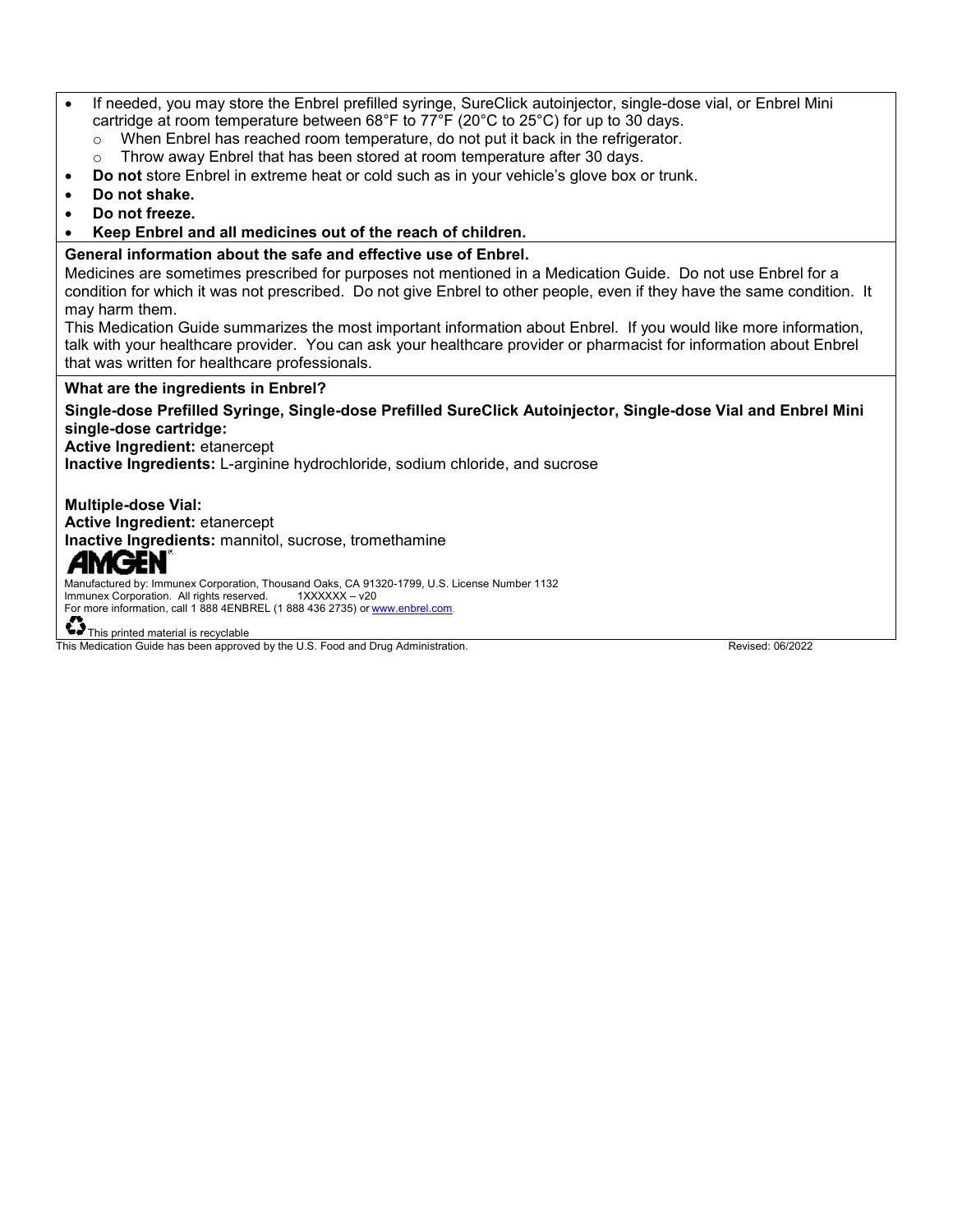- If needed, you may store the Enbrel prefilled syringe, SureClick autoinjector, single-dose vial, or Enbrel Mini cartridge at room temperature between 68°F to 77°F (20°C to 25°C) for up to 30 days.
  - When Enbrel has reached room temperature, do not put it back in the refrigerator.
  - Throw away Enbrel that has been stored at room temperature after 30 days.
- **Do not** store Enbrel in extreme heat or cold such as in your vehicle's glove box or trunk.
- **Do not shake.**
- **Do not freeze.**
- **Keep Enbrel and all medicines out of the reach of children.**

**General information about the safe and effective use of Enbrel.**

Medicines are sometimes prescribed for purposes not mentioned in a Medication Guide. Do not use Enbrel for a condition for which it was not prescribed. Do not give Enbrel to other people, even if they have the same condition. It may harm them.

This Medication Guide summarizes the most important information about Enbrel. If you would like more information, talk with your healthcare provider. You can ask your healthcare provider or pharmacist for information about Enbrel that was written for healthcare professionals.

**What are the ingredients in Enbrel?**

**Single-dose Prefilled Syringe, Single-dose Prefilled SureClick Autoinjector, Single-dose Vial and Enbrel Mini single-dose cartridge:**

**Active Ingredient:** etanercept

**Inactive Ingredients:** L-arginine hydrochloride, sodium chloride, and sucrose

**Multiple-dose Vial:**

**Active Ingredient:** etanercept

**Inactive Ingredients:** mannitol, sucrose, tromethamine

AMGEN®

Manufactured by: Immunex Corporation, Thousand Oaks, CA 91320-1799, U.S. License Number 1132

Immunex Corporation. All rights reserved. 1XXXXXX – v20

For more information, call 1 888 4ENBREL (1 888 436 2735) or www.enbrel.com.

This printed material is recyclable

This Medication Guide has been approved by the U.S. Food and Drug Administration. Revised: 06/2022